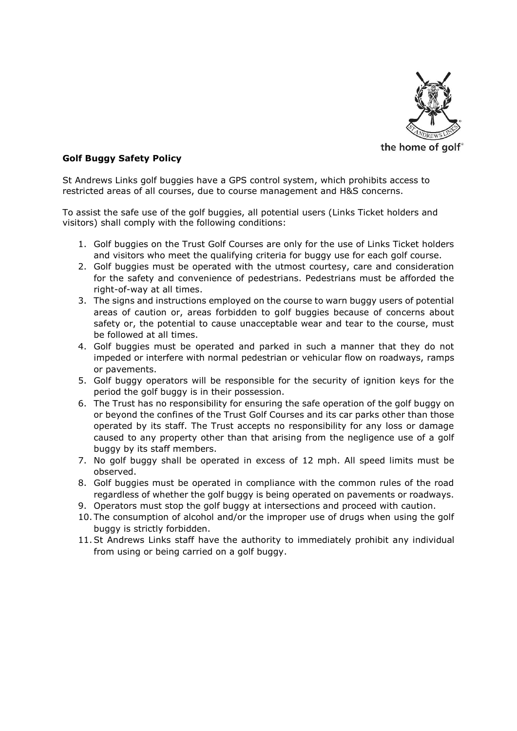the home of golf

**Golf Buggy Safety Policy**

St Andrews Links golf buggies have a GPS control system, which prohibits access to restricted areas of all courses, due to course management and H&S concerns.

To assist the safe use of the golf buggies, all potential users (Links Ticket holders and visitors) shall comply with the following conditions:

1. Golf buggies on the Trust Golf Courses are only for the use of Links Ticket holders and visitors who meet the qualifying criteria for buggy use for each golf course.
2. Golf buggies must be operated with the utmost courtesy, care and consideration for the safety and convenience of pedestrians. Pedestrians must be afforded the right-of-way at all times.
3. The signs and instructions employed on the course to warn buggy users of potential areas of caution or, areas forbidden to golf buggies because of concerns about safety or, the potential to cause unacceptable wear and tear to the course, must be followed at all times.
4. Golf buggies must be operated and parked in such a manner that they do not impeded or interfere with normal pedestrian or vehicular flow on roadways, ramps or pavements.
5. Golf buggy operators will be responsible for the security of ignition keys for the period the golf buggy is in their possession.
6. The Trust has no responsibility for ensuring the safe operation of the golf buggy on or beyond the confines of the Trust Golf Courses and its car parks other than those operated by its staff. The Trust accepts no responsibility for any loss or damage caused to any property other than that arising from the negligence use of a golf buggy by its staff members.
7. No golf buggy shall be operated in excess of 12 mph. All speed limits must be observed.
8. Golf buggies must be operated in compliance with the common rules of the road regardless of whether the golf buggy is being operated on pavements or roadways.
9. Operators must stop the golf buggy at intersections and proceed with caution.
10. The consumption of alcohol and/or the improper use of drugs when using the golf buggy is strictly forbidden.
11. St Andrews Links staff have the authority to immediately prohibit any individual from using or being carried on a golf buggy.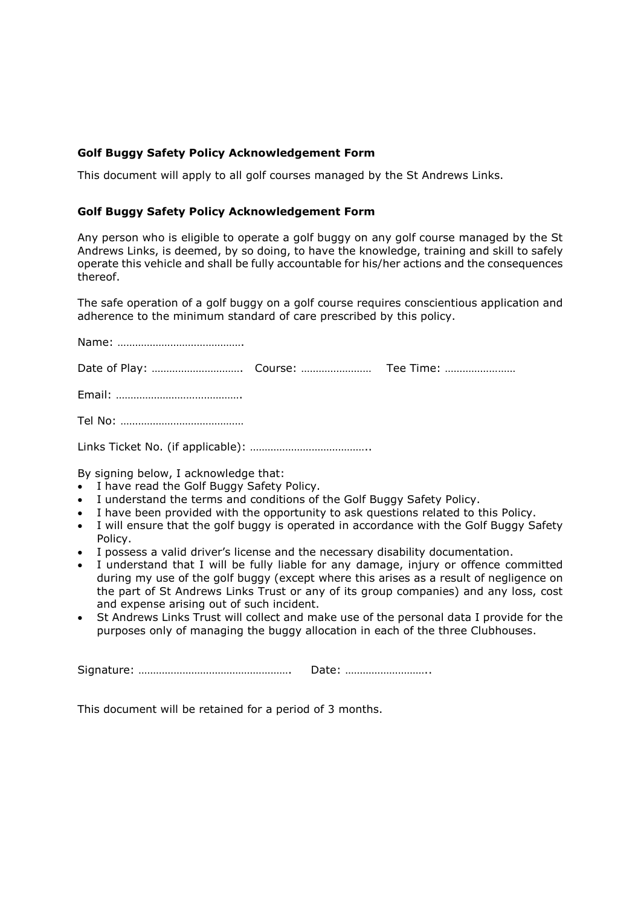**Golf Buggy Safety Policy Acknowledgement Form**

This document will apply to all golf courses managed by the St Andrews Links.

**Golf Buggy Safety Policy Acknowledgement Form**

Any person who is eligible to operate a golf buggy on any golf course managed by the St Andrews Links, is deemed, by so doing, to have the knowledge, training and skill to safely operate this vehicle and shall be fully accountable for his/her actions and the consequences thereof.

The safe operation of a golf buggy on a golf course requires conscientious application and adherence to the minimum standard of care prescribed by this policy.

Name: …………………………………….

Date of Play: …………………………. Course: …………………… Tee Time: ……………………

Email: …………………………………….

Tel No: ……………………………………

Links Ticket No. (if applicable): …………………………………..

By signing below, I acknowledge that:

- I have read the Golf Buggy Safety Policy.
- I understand the terms and conditions of the Golf Buggy Safety Policy.
- I have been provided with the opportunity to ask questions related to this Policy.
- I will ensure that the golf buggy is operated in accordance with the Golf Buggy Safety Policy.
- I possess a valid driver's license and the necessary disability documentation.
- I understand that I will be fully liable for any damage, injury or offence committed during my use of the golf buggy (except where this arises as a result of negligence on the part of St Andrews Links Trust or any of its group companies) and any loss, cost and expense arising out of such incident.
- St Andrews Links Trust will collect and make use of the personal data I provide for the purposes only of managing the buggy allocation in each of the three Clubhouses.

Signature: ……………………………………………. Date: ………………………..

This document will be retained for a period of 3 months.